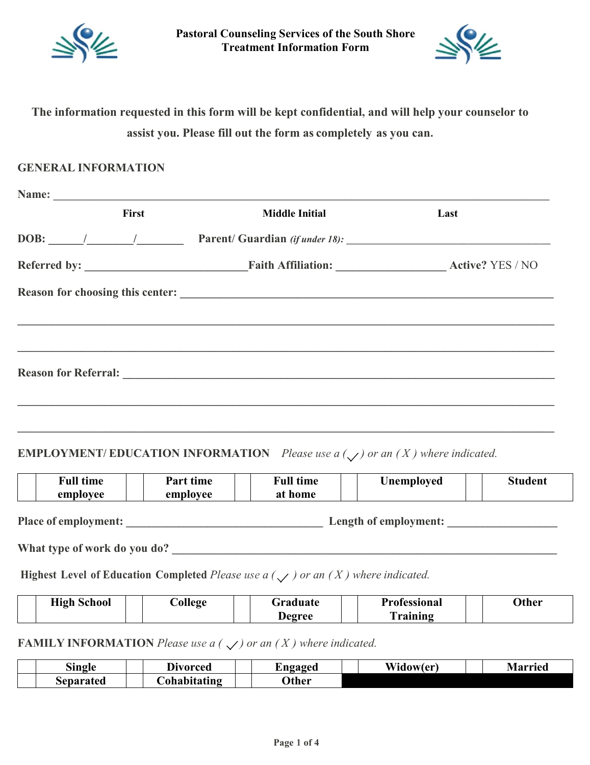**Pastoral Counseling Services of the South Shore**
**Treatment Information Form**

**The information requested in this form will be kept confidential, and will help your counselor to assist you. Please fill out the form as completely as you can.**

## GENERAL INFORMATION

**Name:** ______________________________________________________________________________

**First** **Middle Initial** **Last**

**DOB:** ______/________/________ **Parent/ Guardian** ***(if under 18):*** ____________________________________

**Referred by:** ____________________________**Faith Affiliation:** ___________________ **Active?** YES / NO

**Reason for choosing this center:** _________________________________________________________________

_____________________________________________________________________________________________

_____________________________________________________________________________________________

**Reason for Referral:** _______________________________________________________________________

_____________________________________________________________________________________________

_____________________________________________________________________________________________

## EMPLOYMENT/ EDUCATION INFORMATION *Please use a ( ✓ ) or an ( X ) where indicated.*

| | Full time employee | | Part time employee | | Full time at home | | Unemployed | | Student |
|---|---|---|---|---|---|---|---|---|---|

**Place of employment:** ___________________________________ **Length of employment:** ___________________

**What type of work do you do?** _____________________________________________________________________

**Highest Level of Education Completed** *Please use a ( ✓ ) or an ( X ) where indicated.*

| | High School | | College | | Graduate Degree | | Professional Training | | Other |
|---|---|---|---|---|---|---|---|---|---|

## FAMILY INFORMATION *Please use a ( ✓ ) or an ( X ) where indicated.*

| | Single | | Divorced | | Engaged | | Widow(er) | | Married |
|---|---|---|---|---|---|---|---|---|---|
| | Separated | | Cohabitating | | Other | | | | |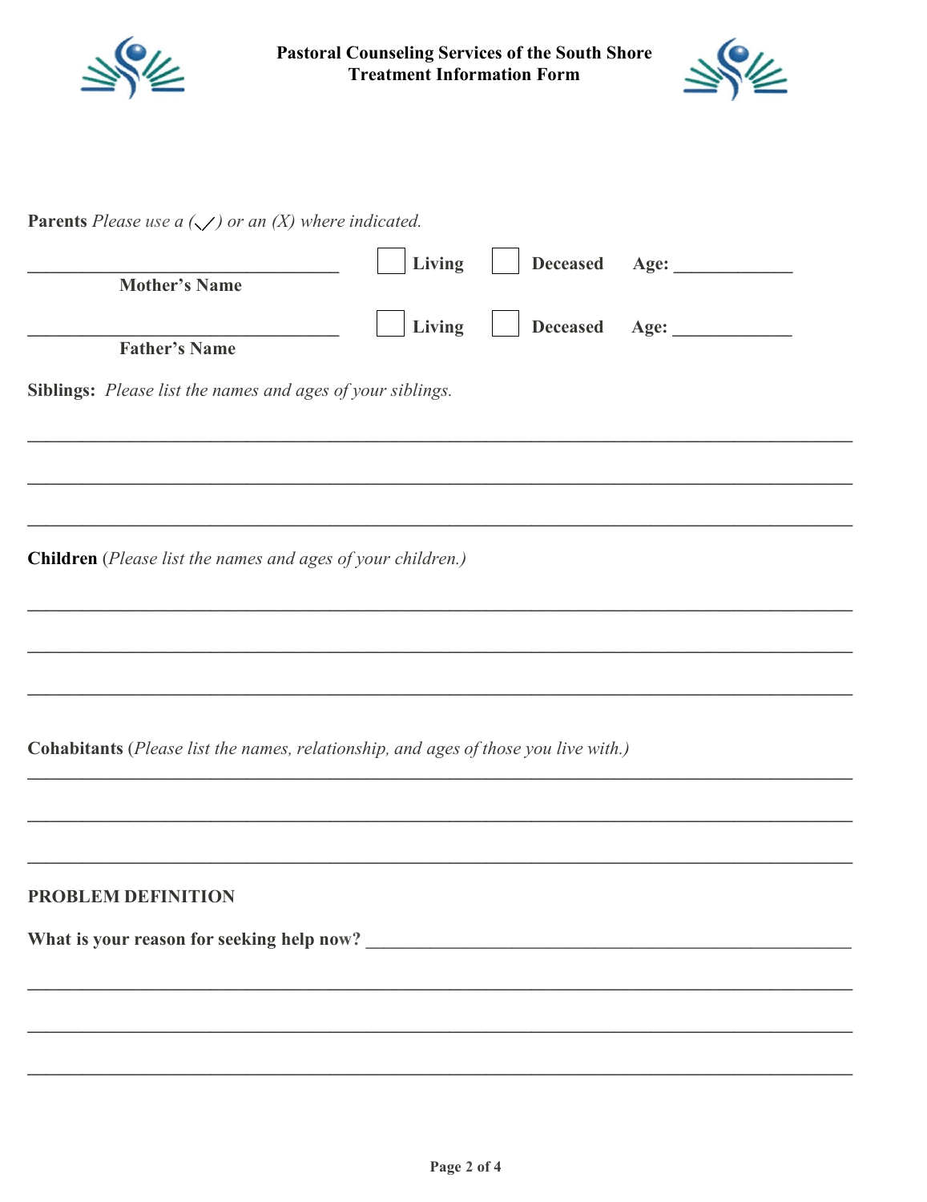**Pastoral Counseling Services of the South Shore**
**Treatment Information Form**

**Parents** *Please use a (✓) or an (X) where indicated.*

___________________________________ ☐ **Living** ☐ **Deceased** **Age:** _____________
**Mother's Name**

___________________________________ ☐ **Living** ☐ **Deceased** **Age:** _____________
**Father's Name**

**Siblings:** *Please list the names and ages of your siblings.*

_______________________________________________________________________________

_______________________________________________________________________________

_______________________________________________________________________________

**Children** (*Please list the names and ages of your children.)*

_______________________________________________________________________________

_______________________________________________________________________________

_______________________________________________________________________________

**Cohabitants** (*Please list the names, relationship, and ages of those you live with.)*

_______________________________________________________________________________

_______________________________________________________________________________

_______________________________________________________________________________

**PROBLEM DEFINITION**

**What is your reason for seeking help now?** _____________________________________________

_______________________________________________________________________________

_______________________________________________________________________________

_______________________________________________________________________________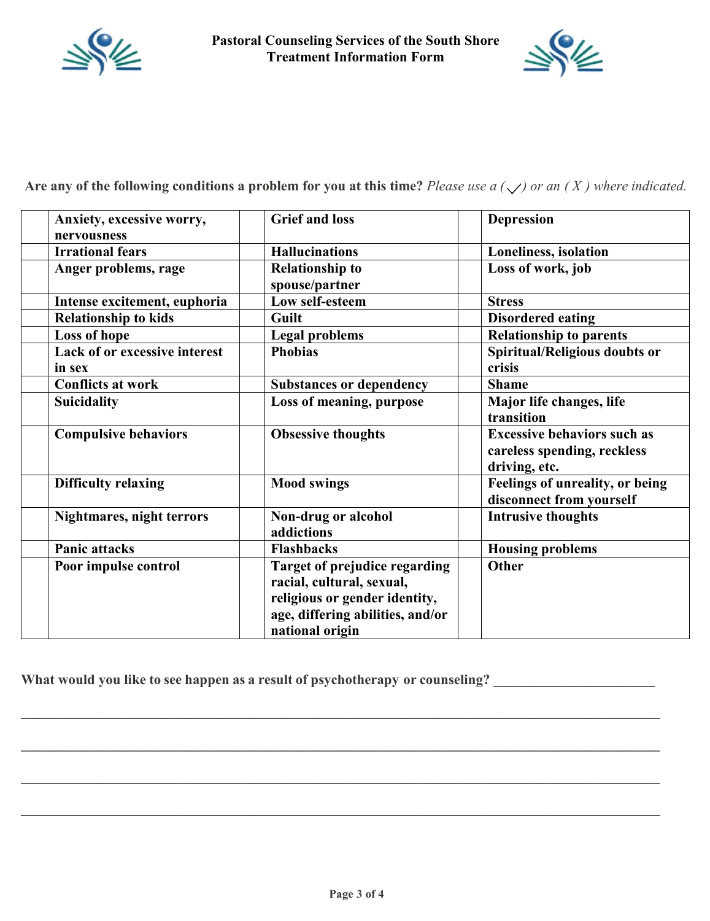**Pastoral Counseling Services of the South Shore**
**Treatment Information Form**

**Are any of the following conditions a problem for you at this time?** *Please use a (✓) or an ( X ) where indicated.*

| | | | | | |
|---|---|---|---|---|---|
| | **Anxiety, excessive worry, nervousness** | | **Grief and loss** | | **Depression** |
| | **Irrational fears** | | **Hallucinations** | | **Loneliness, isolation** |
| | **Anger problems, rage** | | **Relationship to spouse/partner** | | **Loss of work, job** |
| | **Intense excitement, euphoria** | | **Low self-esteem** | | **Stress** |
| | **Relationship to kids** | | **Guilt** | | **Disordered eating** |
| | **Loss of hope** | | **Legal problems** | | **Relationship to parents** |
| | **Lack of or excessive interest in sex** | | **Phobias** | | **Spiritual/Religious doubts or crisis** |
| | **Conflicts at work** | | **Substances or dependency** | | **Shame** |
| | **Suicidality** | | **Loss of meaning, purpose** | | **Major life changes, life transition** |
| | **Compulsive behaviors** | | **Obsessive thoughts** | | **Excessive behaviors such as careless spending, reckless driving, etc.** |
| | **Difficulty relaxing** | | **Mood swings** | | **Feelings of unreality, or being disconnect from yourself** |
| | **Nightmares, night terrors** | | **Non-drug or alcohol addictions** | | **Intrusive thoughts** |
| | **Panic attacks** | | **Flashbacks** | | **Housing problems** |
| | **Poor impulse control** | | **Target of prejudice regarding racial, cultural, sexual, religious or gender identity, age, differing abilities, and/or national origin** | | **Other** |

**What would you like to see happen as a result of psychotherapy or counseling?** _______________________

_____________________________________________________________________________________

_____________________________________________________________________________________

_____________________________________________________________________________________

_____________________________________________________________________________________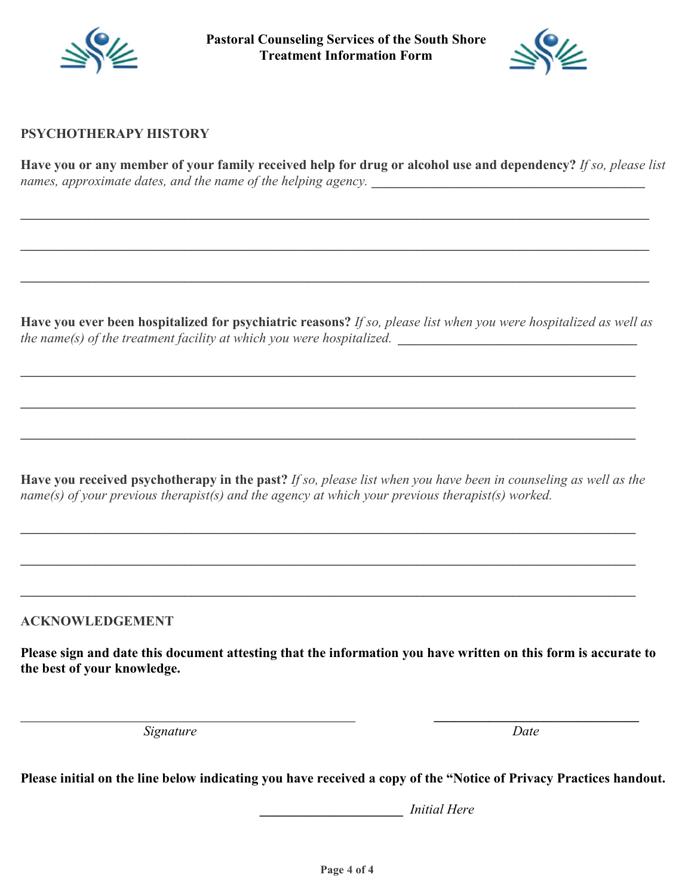**Pastoral Counseling Services of the South Shore**
**Treatment Information Form**

## PSYCHOTHERAPY HISTORY

**Have you or any member of your family received help for drug or alcohol use and dependency?** *If so, please list names, approximate dates, and the name of the helping agency.* ________________________________________

______________________________________________________________________________________________

______________________________________________________________________________________________

______________________________________________________________________________________________

**Have you ever been hospitalized for psychiatric reasons?** *If so, please list when you were hospitalized as well as the name(s) of the treatment facility at which you were hospitalized.* ____________________________________

______________________________________________________________________________________________

______________________________________________________________________________________________

______________________________________________________________________________________________

**Have you received psychotherapy in the past?** *If so, please list when you have been in counseling as well as the name(s) of your previous therapist(s) and the agency at which your previous therapist(s) worked.*

______________________________________________________________________________________________

______________________________________________________________________________________________

______________________________________________________________________________________________

## ACKNOWLEDGEMENT

**Please sign and date this document attesting that the information you have written on this form is accurate to the best of your knowledge.**

__________________________________________________ ______________________________

*Signature* *Date*

**Please initial on the line below indicating you have received a copy of the "Notice of Privacy Practices handout.**

______________________ *Initial Here*